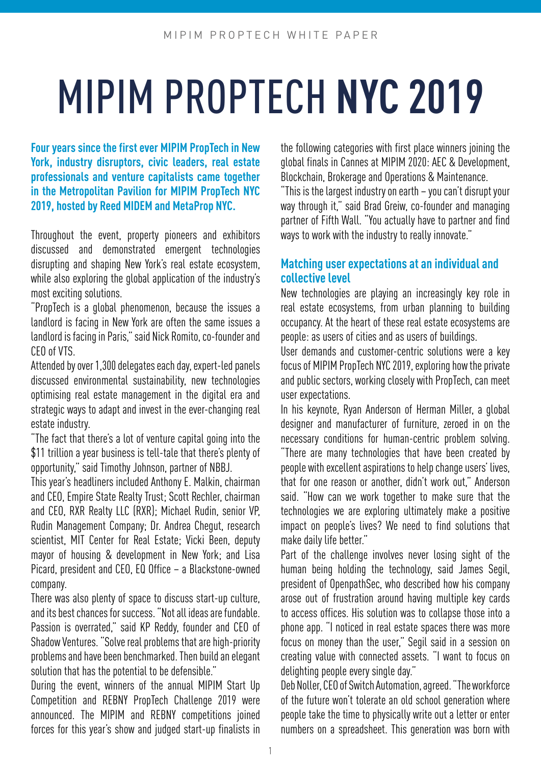# MIPIM PROPTECH **NYC 2019**

**Four years since the first ever MIPIM PropTech in New York, industry disruptors, civic leaders, real estate professionals and venture capitalists came together in the Metropolitan Pavilion for MIPIM PropTech NYC 2019, hosted by Reed MIDEM and MetaProp NYC.**

Throughout the event, property pioneers and exhibitors discussed and demonstrated emergent technologies disrupting and shaping New York's real estate ecosystem, while also exploring the global application of the industry's most exciting solutions.

"PropTech is a global phenomenon, because the issues a landlord is facing in New York are often the same issues a landlord is facing in Paris," said Nick Romito, co-founder and CEO of VTS.

Attended by over 1,300 delegates each day, expert-led panels discussed environmental sustainability, new technologies optimising real estate management in the digital era and strategic ways to adapt and invest in the ever-changing real estate industry.

"The fact that there's a lot of venture capital going into the $11 trillion a year business is tell-tale that there's plenty of opportunity," said Timothy Johnson, partner of NBBJ.

This year's headliners included Anthony E. Malkin, chairman and CEO, Empire State Realty Trust; Scott Rechler, chairman and CEO, RXR Realty LLC (RXR); Michael Rudin, senior VP, Rudin Management Company; Dr. Andrea Chegut, research scientist, MIT Center for Real Estate; Vicki Been, deputy mayor of housing & development in New York; and Lisa Picard, president and CEO, EQ Office – a Blackstone-owned company.

There was also plenty of space to discuss start-up culture, and its best chances for success. "Not all ideas are fundable. Passion is overrated," said KP Reddy, founder and CEO of Shadow Ventures. "Solve real problems that are high-priority problems and have been benchmarked. Then build an elegant solution that has the potential to be defensible."

During the event, winners of the annual MIPIM Start Up Competition and REBNY PropTech Challenge 2019 were announced. The MIPIM and REBNY competitions joined forces for this year's show and judged start-up finalists in the following categories with first place winners joining the global finals in Cannes at MIPIM 2020: AEC & Development, Blockchain, Brokerage and Operations & Maintenance.

"This is the largest industry on earth – you can't disrupt your way through it," said Brad Greiw, co-founder and managing partner of Fifth Wall. "You actually have to partner and find ways to work with the industry to really innovate."

## Matching user expectations at an individual and collective level

New technologies are playing an increasingly key role in real estate ecosystems, from urban planning to building occupancy. At the heart of these real estate ecosystems are people: as users of cities and as users of buildings.

User demands and customer-centric solutions were a key focus of MIPIM PropTech NYC 2019, exploring how the private and public sectors, working closely with PropTech, can meet user expectations.

In his keynote, Ryan Anderson of Herman Miller, a global designer and manufacturer of furniture, zeroed in on the necessary conditions for human-centric problem solving. "There are many technologies that have been created by people with excellent aspirations to help change users' lives, that for one reason or another, didn't work out," Anderson said. "How can we work together to make sure that the technologies we are exploring ultimately make a positive impact on people's lives? We need to find solutions that make daily life better."

Part of the challenge involves never losing sight of the human being holding the technology, said James Segil, president of OpenpathSec, who described how his company arose out of frustration around having multiple key cards to access offices. His solution was to collapse those into a phone app. "I noticed in real estate spaces there was more focus on money than the user," Segil said in a session on creating value with connected assets. "I want to focus on delighting people every single day."

Deb Noller, CEO of Switch Automation, agreed. "The workforce of the future won't tolerate an old school generation where people take the time to physically write out a letter or enter numbers on a spreadsheet. This generation was born with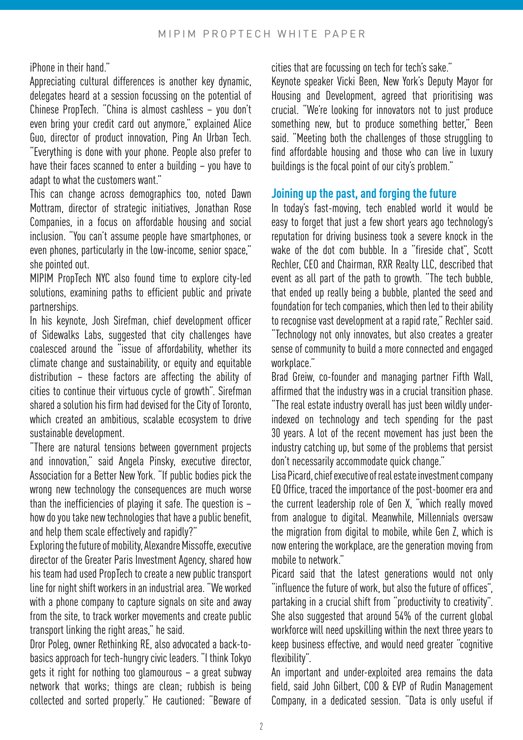iPhone in their hand."

Appreciating cultural differences is another key dynamic, delegates heard at a session focussing on the potential of Chinese PropTech. "China is almost cashless – you don't even bring your credit card out anymore," explained Alice Guo, director of product innovation, Ping An Urban Tech. "Everything is done with your phone. People also prefer to have their faces scanned to enter a building – you have to adapt to what the customers want."

This can change across demographics too, noted Dawn Mottram, director of strategic initiatives, Jonathan Rose Companies, in a focus on affordable housing and social inclusion. "You can't assume people have smartphones, or even phones, particularly in the low-income, senior space," she pointed out.

MIPIM PropTech NYC also found time to explore city-led solutions, examining paths to efficient public and private partnerships.

In his keynote, Josh Sirefman, chief development officer of Sidewalks Labs, suggested that city challenges have coalesced around the "issue of affordability, whether its climate change and sustainability, or equity and equitable distribution – these factors are affecting the ability of cities to continue their virtuous cycle of growth". Sirefman shared a solution his firm had devised for the City of Toronto, which created an ambitious, scalable ecosystem to drive sustainable development.

"There are natural tensions between government projects and innovation," said Angela Pinsky, executive director, Association for a Better New York. "If public bodies pick the wrong new technology the consequences are much worse than the inefficiencies of playing it safe. The question is – how do you take new technologies that have a public benefit, and help them scale effectively and rapidly?"

Exploring the future of mobility, Alexandre Missoffe, executive director of the Greater Paris Investment Agency, shared how his team had used PropTech to create a new public transport line for night shift workers in an industrial area. "We worked with a phone company to capture signals on site and away from the site, to track worker movements and create public transport linking the right areas," he said.

Dror Poleg, owner Rethinking RE, also advocated a back-to-basics approach for tech-hungry civic leaders. "I think Tokyo gets it right for nothing too glamourous – a great subway network that works; things are clean; rubbish is being collected and sorted properly." He cautioned: "Beware of cities that are focussing on tech for tech's sake."

Keynote speaker Vicki Been, New York's Deputy Mayor for Housing and Development, agreed that prioritising was crucial. "We're looking for innovators not to just produce something new, but to produce something better," Been said. "Meeting both the challenges of those struggling to find affordable housing and those who can live in luxury buildings is the focal point of our city's problem."

## Joining up the past, and forging the future

In today's fast-moving, tech enabled world it would be easy to forget that just a few short years ago technology's reputation for driving business took a severe knock in the wake of the dot com bubble. In a "fireside chat", Scott Rechler, CEO and Chairman, RXR Realty LLC, described that event as all part of the path to growth. "The tech bubble, that ended up really being a bubble, planted the seed and foundation for tech companies, which then led to their ability to recognise vast development at a rapid rate," Rechler said. "Technology not only innovates, but also creates a greater sense of community to build a more connected and engaged workplace."

Brad Greiw, co-founder and managing partner Fifth Wall, affirmed that the industry was in a crucial transition phase. "The real estate industry overall has just been wildly under-indexed on technology and tech spending for the past 30 years. A lot of the recent movement has just been the industry catching up, but some of the problems that persist don't necessarily accommodate quick change."

Lisa Picard, chief executive of real estate investment company EQ Office, traced the importance of the post-boomer era and the current leadership role of Gen X, "which really moved from analogue to digital. Meanwhile, Millennials oversaw the migration from digital to mobile, while Gen Z, which is now entering the workplace, are the generation moving from mobile to network."

Picard said that the latest generations would not only "influence the future of work, but also the future of offices", partaking in a crucial shift from "productivity to creativity". She also suggested that around 54% of the current global workforce will need upskilling within the next three years to keep business effective, and would need greater "cognitive flexibility".

An important and under-exploited area remains the data field, said John Gilbert, COO & EVP of Rudin Management Company, in a dedicated session. "Data is only useful if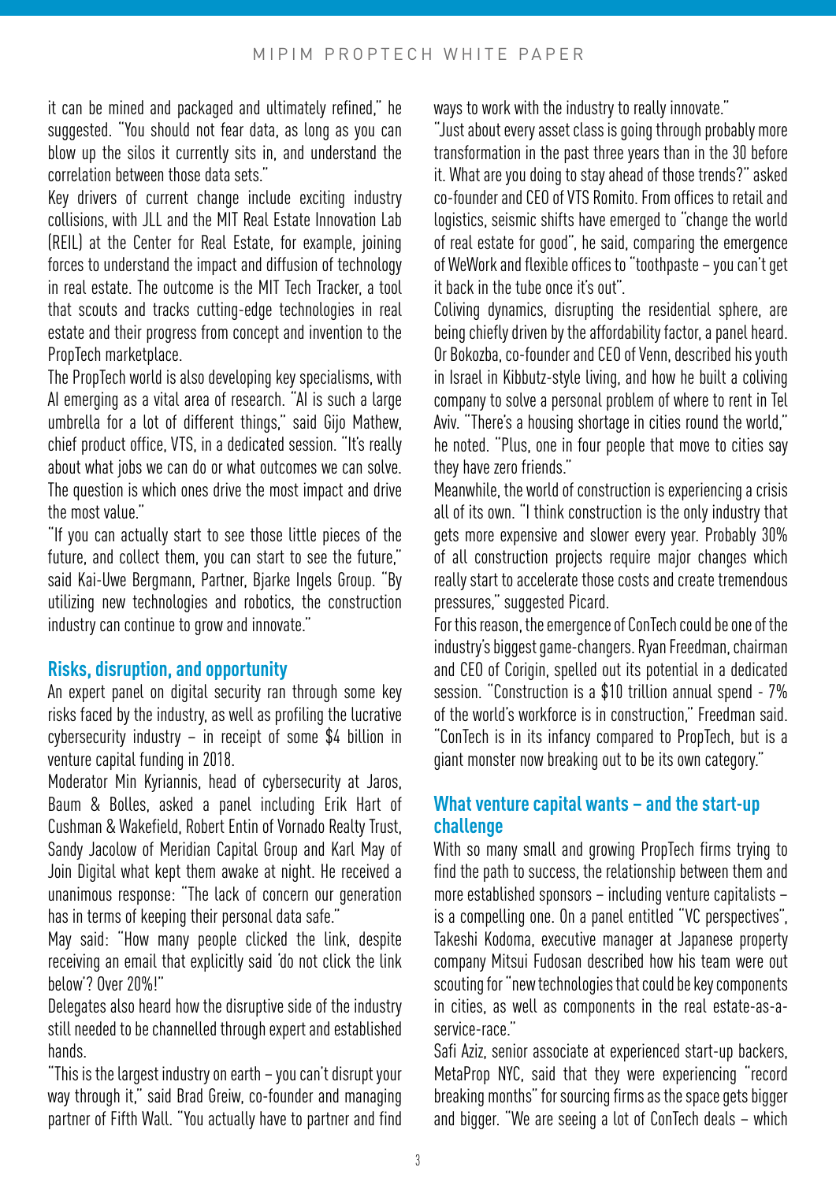it can be mined and packaged and ultimately refined," he suggested. "You should not fear data, as long as you can blow up the silos it currently sits in, and understand the correlation between those data sets."

Key drivers of current change include exciting industry collisions, with JLL and the MIT Real Estate Innovation Lab (REIL) at the Center for Real Estate, for example, joining forces to understand the impact and diffusion of technology in real estate. The outcome is the MIT Tech Tracker, a tool that scouts and tracks cutting-edge technologies in real estate and their progress from concept and invention to the PropTech marketplace.

The PropTech world is also developing key specialisms, with AI emerging as a vital area of research. "AI is such a large umbrella for a lot of different things," said Gijo Mathew, chief product office, VTS, in a dedicated session. "It's really about what jobs we can do or what outcomes we can solve. The question is which ones drive the most impact and drive the most value."

"If you can actually start to see those little pieces of the future, and collect them, you can start to see the future," said Kai-Uwe Bergmann, Partner, Bjarke Ingels Group. "By utilizing new technologies and robotics, the construction industry can continue to grow and innovate."

## Risks, disruption, and opportunity

An expert panel on digital security ran through some key risks faced by the industry, as well as profiling the lucrative cybersecurity industry – in receipt of some $4 billion in venture capital funding in 2018.

Moderator Min Kyriannis, head of cybersecurity at Jaros, Baum & Bolles, asked a panel including Erik Hart of Cushman & Wakefield, Robert Entin of Vornado Realty Trust, Sandy Jacolow of Meridian Capital Group and Karl May of Join Digital what kept them awake at night. He received a unanimous response: "The lack of concern our generation has in terms of keeping their personal data safe."

May said: "How many people clicked the link, despite receiving an email that explicitly said 'do not click the link below'? Over 20%!"

Delegates also heard how the disruptive side of the industry still needed to be channelled through expert and established hands.

"This is the largest industry on earth – you can't disrupt your way through it," said Brad Greiw, co-founder and managing partner of Fifth Wall. "You actually have to partner and find ways to work with the industry to really innovate."

"Just about every asset class is going through probably more transformation in the past three years than in the 30 before it. What are you doing to stay ahead of those trends?" asked co-founder and CEO of VTS Romito. From offices to retail and logistics, seismic shifts have emerged to "change the world of real estate for good", he said, comparing the emergence of WeWork and flexible offices to "toothpaste – you can't get it back in the tube once it's out".

Coliving dynamics, disrupting the residential sphere, are being chiefly driven by the affordability factor, a panel heard. Or Bokozba, co-founder and CEO of Venn, described his youth in Israel in Kibbutz-style living, and how he built a coliving company to solve a personal problem of where to rent in Tel Aviv. "There's a housing shortage in cities round the world," he noted. "Plus, one in four people that move to cities say they have zero friends."

Meanwhile, the world of construction is experiencing a crisis all of its own. "I think construction is the only industry that gets more expensive and slower every year. Probably 30% of all construction projects require major changes which really start to accelerate those costs and create tremendous pressures," suggested Picard.

For this reason, the emergence of ConTech could be one of the industry's biggest game-changers. Ryan Freedman, chairman and CEO of Corigin, spelled out its potential in a dedicated session. "Construction is a $10 trillion annual spend - 7% of the world's workforce is in construction," Freedman said. "ConTech is in its infancy compared to PropTech, but is a giant monster now breaking out to be its own category."

## What venture capital wants – and the start-up challenge

With so many small and growing PropTech firms trying to find the path to success, the relationship between them and more established sponsors – including venture capitalists – is a compelling one. On a panel entitled "VC perspectives", Takeshi Kodoma, executive manager at Japanese property company Mitsui Fudosan described how his team were out scouting for "new technologies that could be key components in cities, as well as components in the real estate-as-a-service-race."

Safi Aziz, senior associate at experienced start-up backers, MetaProp NYC, said that they were experiencing "record breaking months" for sourcing firms as the space gets bigger and bigger. "We are seeing a lot of ConTech deals – which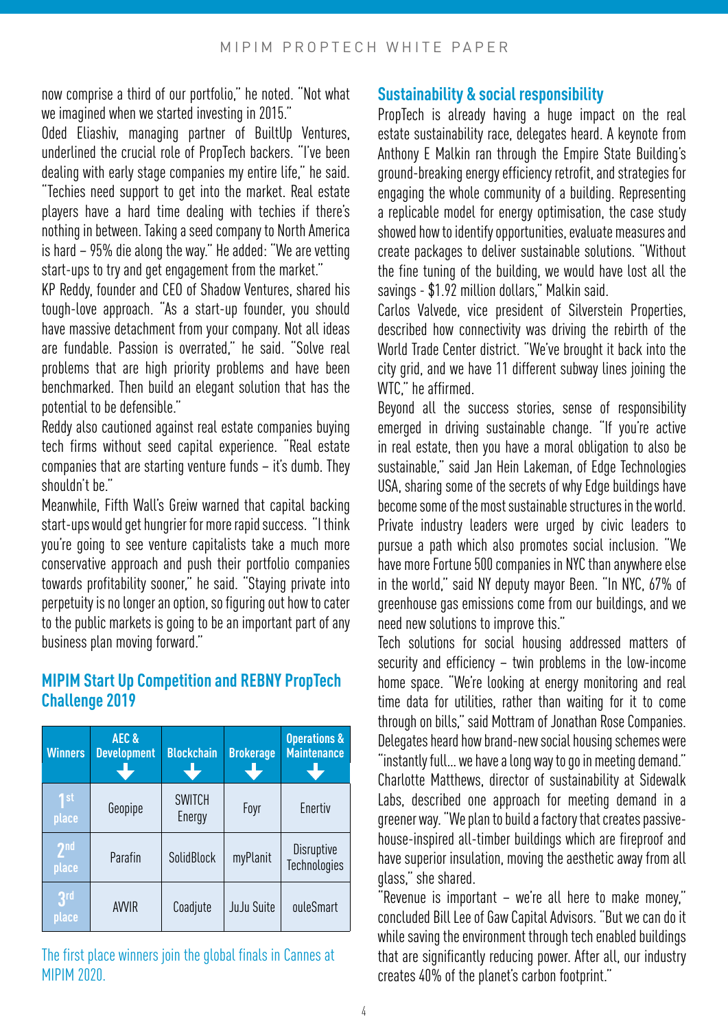now comprise a third of our portfolio," he noted. "Not what we imagined when we started investing in 2015."

Oded Eliashiv, managing partner of BuiltUp Ventures, underlined the crucial role of PropTech backers. "I've been dealing with early stage companies my entire life," he said. "Techies need support to get into the market. Real estate players have a hard time dealing with techies if there's nothing in between. Taking a seed company to North America is hard – 95% die along the way." He added: "We are vetting start-ups to try and get engagement from the market."

KP Reddy, founder and CEO of Shadow Ventures, shared his tough-love approach. "As a start-up founder, you should have massive detachment from your company. Not all ideas are fundable. Passion is overrated," he said. "Solve real problems that are high priority problems and have been benchmarked. Then build an elegant solution that has the potential to be defensible."

Reddy also cautioned against real estate companies buying tech firms without seed capital experience. "Real estate companies that are starting venture funds – it's dumb. They shouldn't be."

Meanwhile, Fifth Wall's Greiw warned that capital backing start-ups would get hungrier for more rapid success. "I think you're going to see venture capitalists take a much more conservative approach and push their portfolio companies towards profitability sooner," he said. "Staying private into perpetuity is no longer an option, so figuring out how to cater to the public markets is going to be an important part of any business plan moving forward."

## MIPIM Start Up Competition and REBNY PropTech Challenge 2019

| Winners | AEC & Development | Blockchain | Brokerage | Operations & Maintenance |
|---|---|---|---|---|
| 1st place | Geopipe | SWITCH Energy | Foyr | Enertiv |
| 2nd place | Parafin | SolidBlock | myPlanit | Disruptive Technologies |
| 3rd place | AVVIR | Coadjute | JuJu Suite | ouleSmart |

The first place winners join the global finals in Cannes at MIPIM 2020.

## Sustainability & social responsibility

PropTech is already having a huge impact on the real estate sustainability race, delegates heard. A keynote from Anthony E Malkin ran through the Empire State Building's ground-breaking energy efficiency retrofit, and strategies for engaging the whole community of a building. Representing a replicable model for energy optimisation, the case study showed how to identify opportunities, evaluate measures and create packages to deliver sustainable solutions. "Without the fine tuning of the building, we would have lost all the savings - $1.92 million dollars," Malkin said.

Carlos Valvede, vice president of Silverstein Properties, described how connectivity was driving the rebirth of the World Trade Center district. "We've brought it back into the city grid, and we have 11 different subway lines joining the WTC," he affirmed.

Beyond all the success stories, sense of responsibility emerged in driving sustainable change. "If you're active in real estate, then you have a moral obligation to also be sustainable," said Jan Hein Lakeman, of Edge Technologies USA, sharing some of the secrets of why Edge buildings have become some of the most sustainable structures in the world.

Private industry leaders were urged by civic leaders to pursue a path which also promotes social inclusion. "We have more Fortune 500 companies in NYC than anywhere else in the world," said NY deputy mayor Been. "In NYC, 67% of greenhouse gas emissions come from our buildings, and we need new solutions to improve this."

Tech solutions for social housing addressed matters of security and efficiency – twin problems in the low-income home space. "We're looking at energy monitoring and real time data for utilities, rather than waiting for it to come through on bills," said Mottram of Jonathan Rose Companies.

Delegates heard how brand-new social housing schemes were "instantly full... we have a long way to go in meeting demand."

Charlotte Matthews, director of sustainability at Sidewalk Labs, described one approach for meeting demand in a greener way. "We plan to build a factory that creates passive-house-inspired all-timber buildings which are fireproof and have superior insulation, moving the aesthetic away from all glass," she shared.

"Revenue is important – we're all here to make money," concluded Bill Lee of Gaw Capital Advisors. "But we can do it while saving the environment through tech enabled buildings that are significantly reducing power. After all, our industry creates 40% of the planet's carbon footprint."